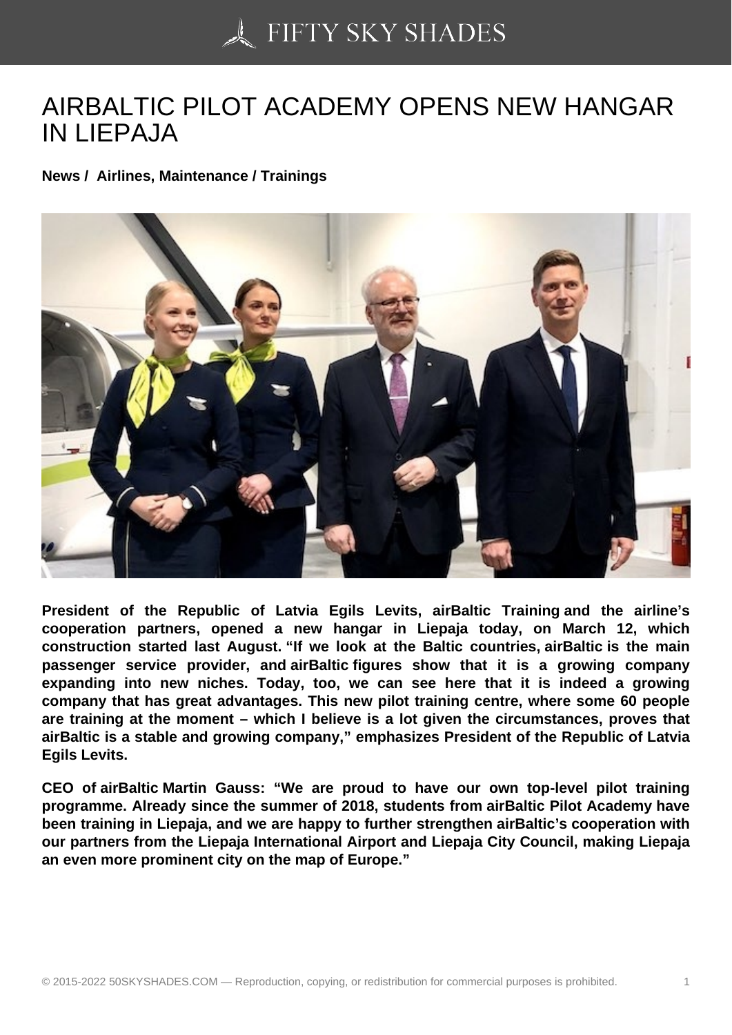# AIRBALTIC PILOT ACADEMY OPENS NEW HANGAR IN LIEPAJA

**News / Airlines, Maintenance / Trainings**

**President of the Republic of Latvia Egils Levits, airBaltic Training and the airline's cooperation partners, opened a new hangar in Liepaja today, on March 12, which construction started last August. "If we look at the Baltic countries, airBaltic is the main passenger service provider, and airBaltic figures show that it is a growing company expanding into new niches. Today, too, we can see here that it is indeed a growing company that has great advantages. This new pilot training centre, where some 60 people are training at the moment – which I believe is a lot given the circumstances, proves that airBaltic is a stable and growing company," emphasizes President of the Republic of Latvia Egils Levits.**

**CEO of airBaltic Martin Gauss: "We are proud to have our own top-level pilot training programme. Already since the summer of 2018, students from airBaltic Pilot Academy have been training in Liepaja, and we are happy to further strengthen airBaltic's cooperation with our partners from the Liepaja International Airport and Liepaja City Council, making Liepaja an even more prominent city on the map of Europe."**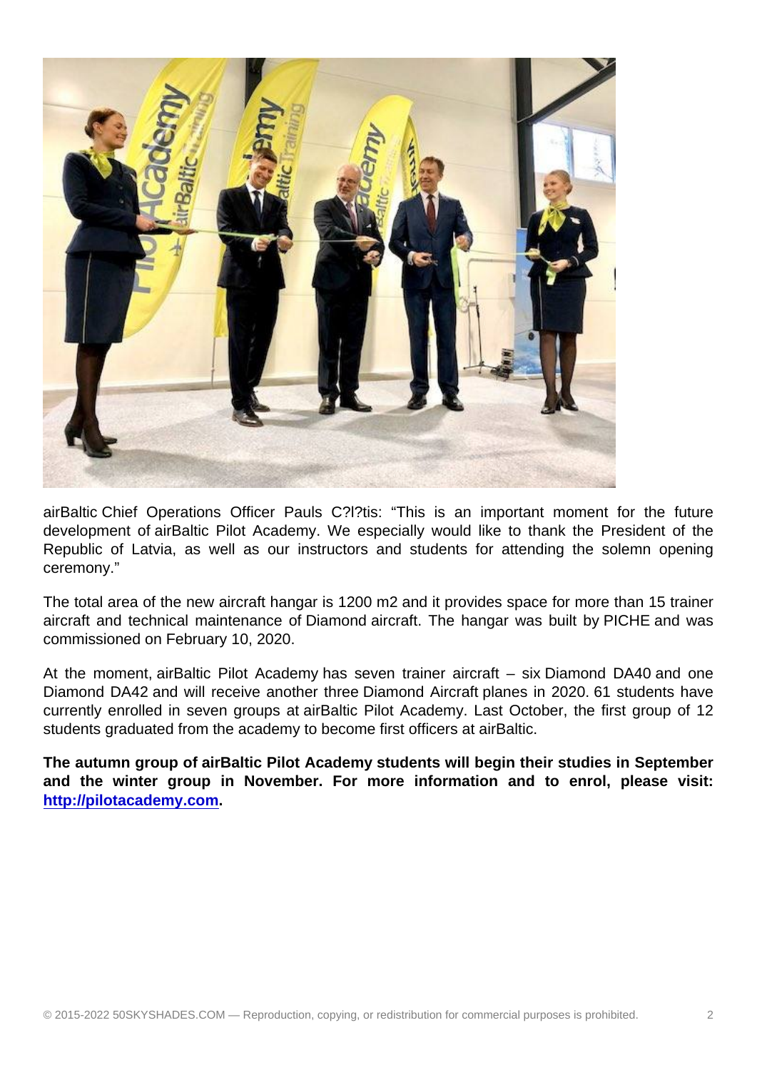airBaltic Chief Operations Officer Pauls C?l?tis: "This is an important moment for the future development of airBaltic Pilot Academy. We especially would like to thank the President of the Republic of Latvia, as well as our instructors and students for attending the solemn opening ceremony."

The total area of the new aircraft hangar is 1200 m2 and it provides space for more than 15 trainer aircraft and technical maintenance of Diamond aircraft. The hangar was built by PICHE and was commissioned on February 10, 2020.

At the moment, airBaltic Pilot Academy has seven trainer aircraft – six Diamond DA40 and one Diamond DA42 and will receive another three Diamond Aircraft planes in 2020. 61 students have currently enrolled in seven groups at airBaltic Pilot Academy. Last October, the first group of 12 students graduated from the academy to become first officers at airBaltic.

**The autumn group of airBaltic Pilot Academy students will begin their studies in September and the winter group in November. For more information and to enrol, please visit: [http://pilotacademy.com](http://pilotacademy.com).**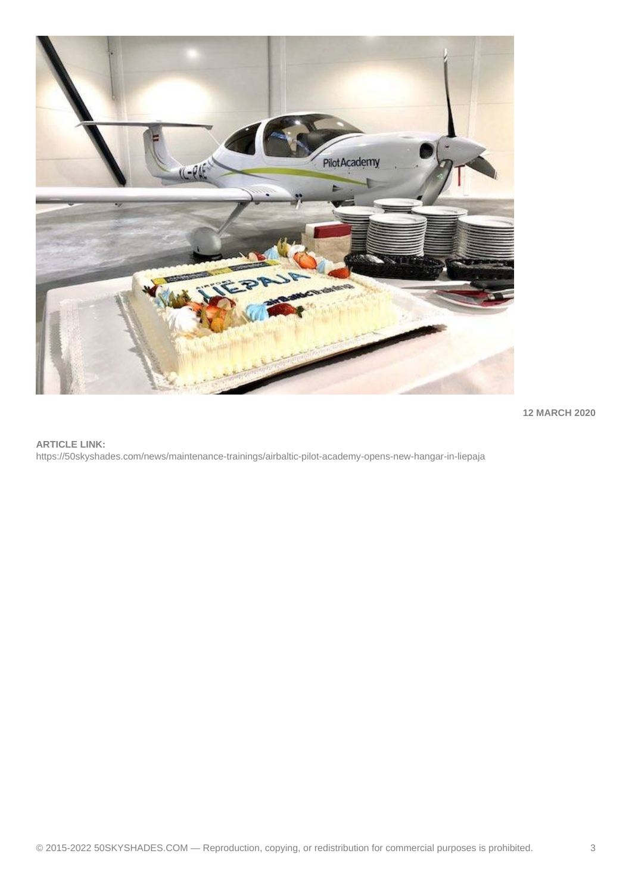**12 MARCH 2020**

**ARTICLE LINK:**
https://50skyshades.com/news/maintenance-trainings/airbaltic-pilot-academy-opens-new-hangar-in-liepaja